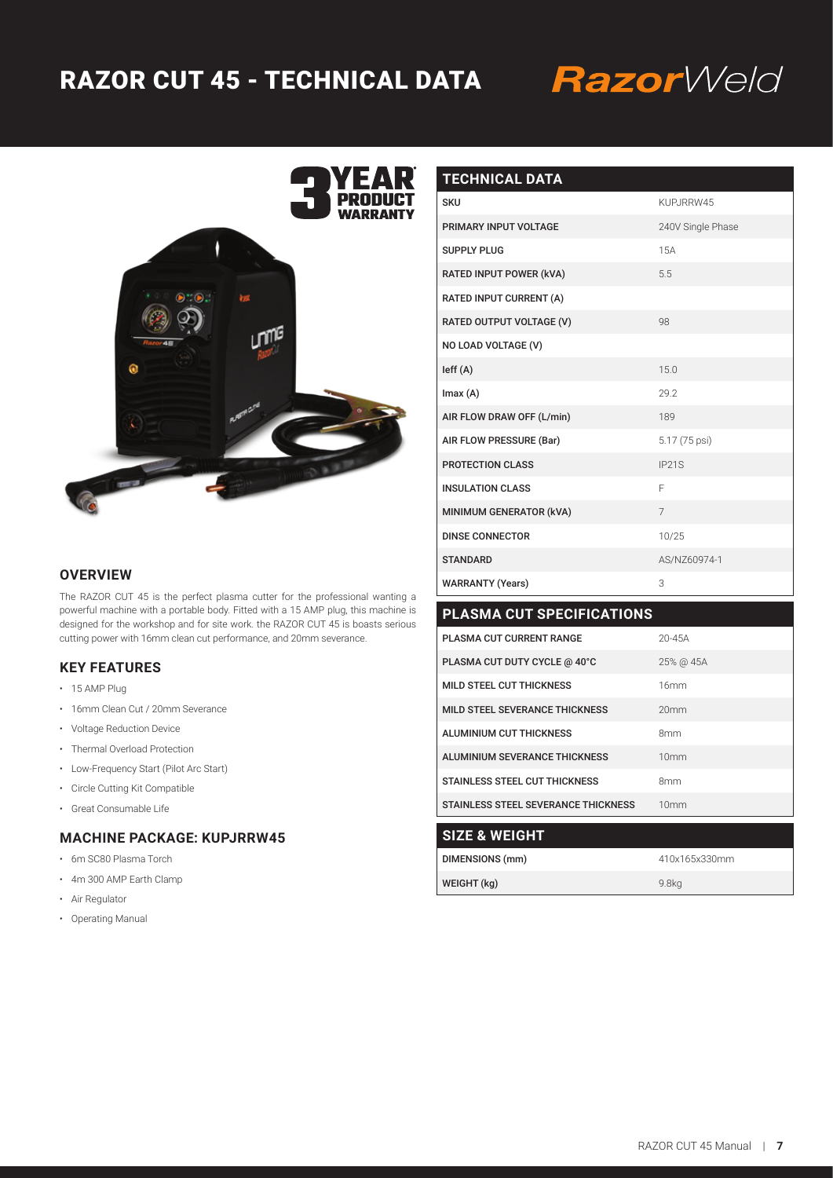# RAZOR CUT 45 - TECHNICAL DATA

RazorWeld

3 YEAR PRODUCT WARRANTY

## OVERVIEW

The RAZOR CUT 45 is the perfect plasma cutter for the professional wanting a powerful machine with a portable body. Fitted with a 15 AMP plug, this machine is designed for the workshop and for site work. the RAZOR CUT 45 is boasts serious cutting power with 16mm clean cut performance, and 20mm severance.

## KEY FEATURES

- 15 AMP Plug
- 16mm Clean Cut / 20mm Severance
- Voltage Reduction Device
- Thermal Overload Protection
- Low-Frequency Start (Pilot Arc Start)
- Circle Cutting Kit Compatible
- Great Consumable Life

## MACHINE PACKAGE: KUPJRRW45

- 6m SC80 Plasma Torch
- 4m 300 AMP Earth Clamp
- Air Regulator
- Operating Manual

## TECHNICAL DATA

| TECHNICAL DATA | |
|---|---|
| SKU | KUPJRRW45 |
| PRIMARY INPUT VOLTAGE | 240V Single Phase |
| SUPPLY PLUG | 15A |
| RATED INPUT POWER (kVA) | 5.5 |
| RATED INPUT CURRENT (A) | |
| RATED OUTPUT VOLTAGE (V) | 98 |
| NO LOAD VOLTAGE (V) | |
| Ieff (A) | 15.0 |
| Imax (A) | 29.2 |
| AIR FLOW DRAW OFF (L/min) | 189 |
| AIR FLOW PRESSURE (Bar) | 5.17 (75 psi) |
| PROTECTION CLASS | IP21S |
| INSULATION CLASS | F |
| MINIMUM GENERATOR (kVA) | 7 |
| DINSE CONNECTOR | 10/25 |
| STANDARD | AS/NZ60974-1 |
| WARRANTY (Years) | 3 |

## PLASMA CUT SPECIFICATIONS

| PLASMA CUT SPECIFICATIONS | |
|---|---|
| PLASMA CUT CURRENT RANGE | 20-45A |
| PLASMA CUT DUTY CYCLE @ 40°C | 25% @ 45A |
| MILD STEEL CUT THICKNESS | 16mm |
| MILD STEEL SEVERANCE THICKNESS | 20mm |
| ALUMINIUM CUT THICKNESS | 8mm |
| ALUMINIUM SEVERANCE THICKNESS | 10mm |
| STAINLESS STEEL CUT THICKNESS | 8mm |
| STAINLESS STEEL SEVERANCE THICKNESS | 10mm |

## SIZE & WEIGHT

| SIZE & WEIGHT | |
|---|---|
| DIMENSIONS (mm) | 410x165x330mm |
| WEIGHT (kg) | 9.8kg |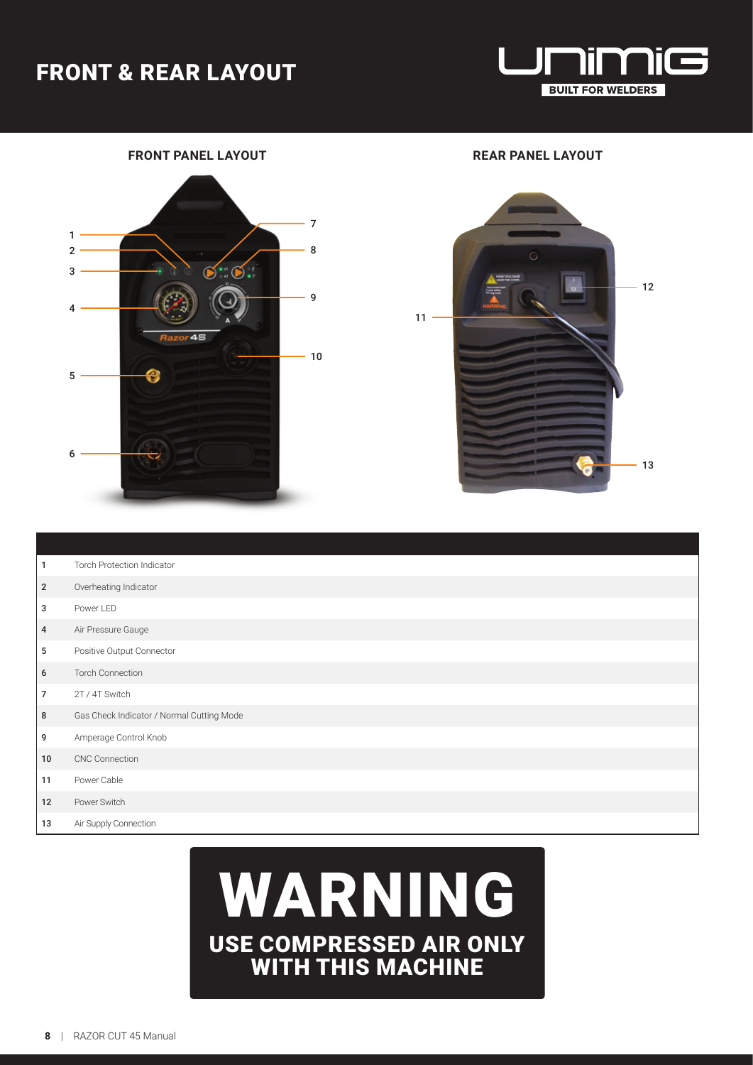# FRONT & REAR LAYOUT

UNIMIG
BUILT FOR WELDERS

FRONT PANEL LAYOUT

REAR PANEL LAYOUT

| | |
|---|---|
| 1 | Torch Protection Indicator |
| 2 | Overheating Indicator |
| 3 | Power LED |
| 4 | Air Pressure Gauge |
| 5 | Positive Output Connector |
| 6 | Torch Connection |
| 7 | 2T / 4T Switch |
| 8 | Gas Check Indicator / Normal Cutting Mode |
| 9 | Amperage Control Knob |
| 10 | CNC Connection |
| 11 | Power Cable |
| 12 | Power Switch |
| 13 | Air Supply Connection |

**WARNING**

**USE COMPRESSED AIR ONLY WITH THIS MACHINE**